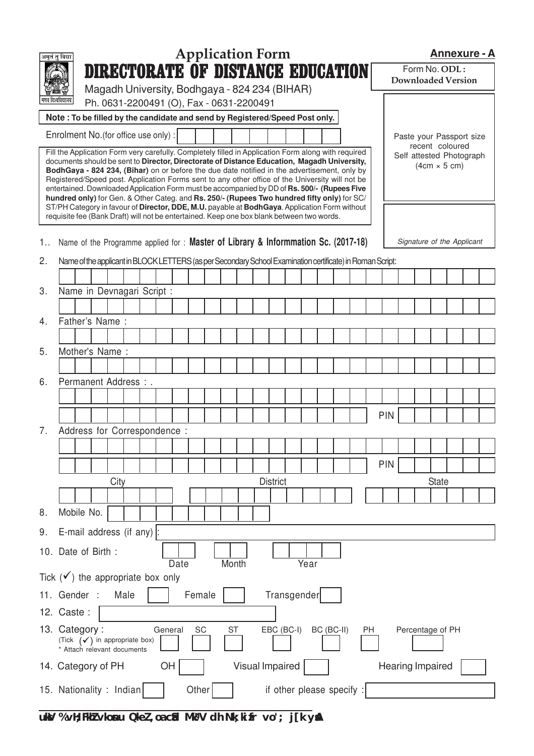अमृतं तु विद्या

मगध विश्वविद्यालय

# Application Form

# DIRECTORATE OF DISTANCE EDUCATION

Magadh University, Bodhgaya - 824 234 (BIHAR)

Ph. 0631-2200491 (O), Fax - 0631-2200491

**Annexure - A**

Form No. **ODL :**
**Downloaded Version**

**Note : To be filled by the candidate and send by Registered/Speed Post only.**

Enrolment No.(for office use only) :

Paste your Passport size recent coloured Self attested Photograph (4cm × 5 cm)

Fill the Application Form very carefully. Completely filled in Application Form along with required documents should be sent to **Director, Directorate of Distance Education, Magadh University, BodhGaya - 824 234, (Bihar)** on or before the due date notified in the advertisement, only by Registered/Speed post. Application Forms sent to any other office of the University will not be entertained. Downloaded Application Form must be accompanied by DD of **Rs. 500/- (Rupees Five hundred only)** for Gen. & Other Categ. and **Rs. 250/- (Rupees Two hundred fifty only)** for SC/ ST/PH Category in favour of **Director, DDE, M.U.** payable at **BodhGaya**. Application Form without requisite fee (Bank Draft) will not be entertained. Keep one box blank between two words.

*Signature of the Applicant*

1.. Name of the Programme applied for : **Master of Library & Informmation Sc. (2017-18)**

2. Name of the applicant in BLOCK LETTERS (as per Secondary School Examination certificate) in Roman Script:

3. Name in Devnagari Script :

4. Father's Name :

5. Mother's Name :

6. Permanent Address : .

PIN

7. Address for Correspondence :

PIN

City | District | State

8. Mobile No.

9. E-mail address (if any) :

10. Date of Birth : Date Month Year

Tick (✓) the appropriate box only

11. Gender : Male ☐ Female ☐ Transgender ☐

12. Caste :

13. Category : (Tick (✓) in appropriate box) * Attach relevant documents

General ☐ SC ☐ ST ☐ EBC (BC-I) ☐ BC (BC-II) ☐ PH ☐ Percentage of PH ☐

14. Category of PH OH ☐ Visual Impaired ☐ Hearing Impaired ☐

15. Nationality : Indian ☐ Other ☐ if other please specify :

uksV % vH;FkhZ vkosnu QkeZ, oa cSad MªkQ~V dh Nk;kizfr vo'; j[k ysaA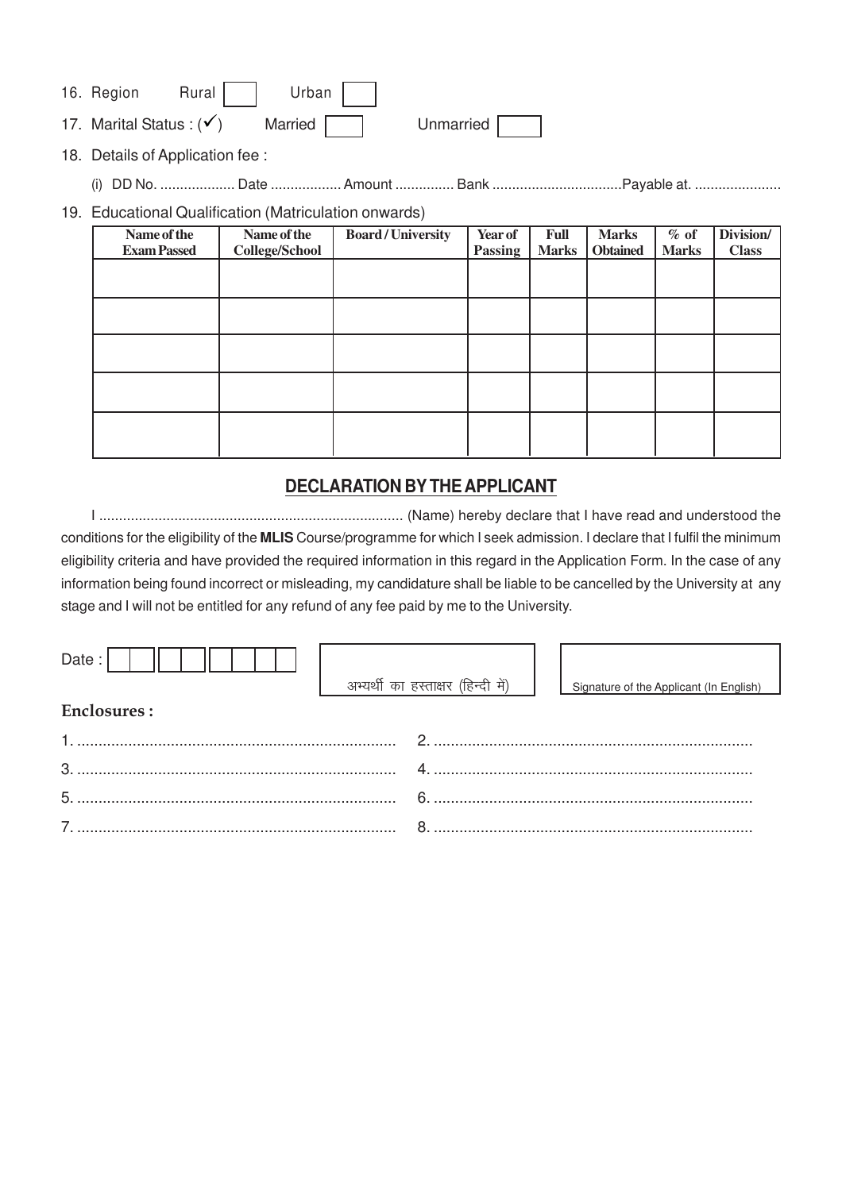16. Region Rural [ ] Urban [ ]

17. Marital Status : (✓) Married [ ] Unmarried [ ]

18. Details of Application fee :

    (i) DD No. .................. Date ................. Amount ............... Bank ................................Payable at. .....................

19. Educational Qualification (Matriculation onwards)

| Name of the Exam Passed | Name of the College/School | Board / University | Year of Passing | Full Marks | Marks Obtained | % of Marks | Division/ Class |
|---|---|---|---|---|---|---|---|
| | | | | | | | |
| | | | | | | | |
| | | | | | | | |
| | | | | | | | |
| | | | | | | | |

## DECLARATION BY THE APPLICANT

I .......................................................................... (Name) hereby declare that I have read and understood the conditions for the eligibility of the **MLIS** Course/programme for which I seek admission. I declare that I fulfil the minimum eligibility criteria and have provided the required information in this regard in the Application Form. In the case of any information being found incorrect or misleading, my candidature shall be liable to be cancelled by the University at any stage and I will not be entitled for any refund of any fee paid by me to the University.

Date : [ ][ ] [ ][ ] [ ][ ][ ][ ]

अभ्यर्थी का हस्ताक्षर (हिन्दी में)

Signature of the Applicant (In English)

**Enclosures :**

1. ..........................................................................
2. ..........................................................................
3. ..........................................................................
4. ..........................................................................
5. ..........................................................................
6. ..........................................................................
7. ..........................................................................
8. ..........................................................................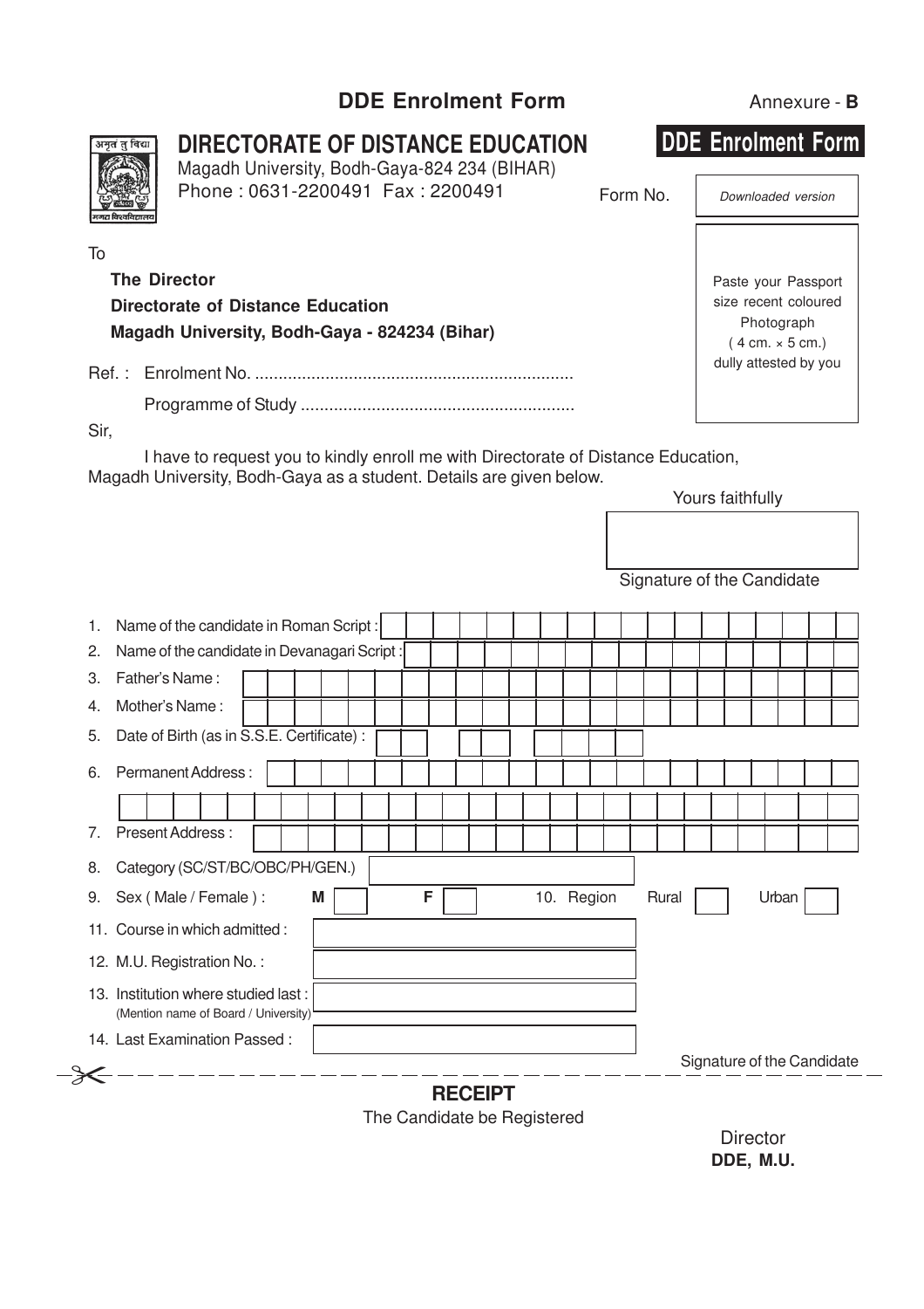# DDE Enrolment Form

Annexure - **B**

## DIRECTORATE OF DISTANCE EDUCATION

**DDE Enrolment Form**

Magadh University, Bodh-Gaya-824 234 (BIHAR)
Phone : 0631-2200491 Fax : 2200491

Form No. *Downloaded version*

Paste your Passport size recent coloured Photograph ( 4 cm. × 5 cm.) dully attested by you

To

**The Director**
**Directorate of Distance Education**
**Magadh University, Bodh-Gaya - 824234 (Bihar)**

Ref. : Enrolment No. ...................................................................

Programme of Study .........................................................

Sir,

I have to request you to kindly enroll me with Directorate of Distance Education, Magadh University, Bodh-Gaya as a student. Details are given below.

Yours faithfully

Signature of the Candidate

1. Name of the candidate in Roman Script :
2. Name of the candidate in Devanagari Script :
3. Father's Name :
4. Mother's Name :
5. Date of Birth (as in S.S.E. Certificate) :
6. Permanent Address :
7. Present Address :
8. Category (SC/ST/BC/OBC/PH/GEN.)
9. Sex ( Male / Female ) : **M** **F** 10. Region Rural Urban
11. Course in which admitted :
12. M.U. Registration No. :
13. Institution where studied last : (Mention name of Board / University)
14. Last Examination Passed :

Signature of the Candidate

---

**RECEIPT**

The Candidate be Registered

Director
**DDE, M.U.**